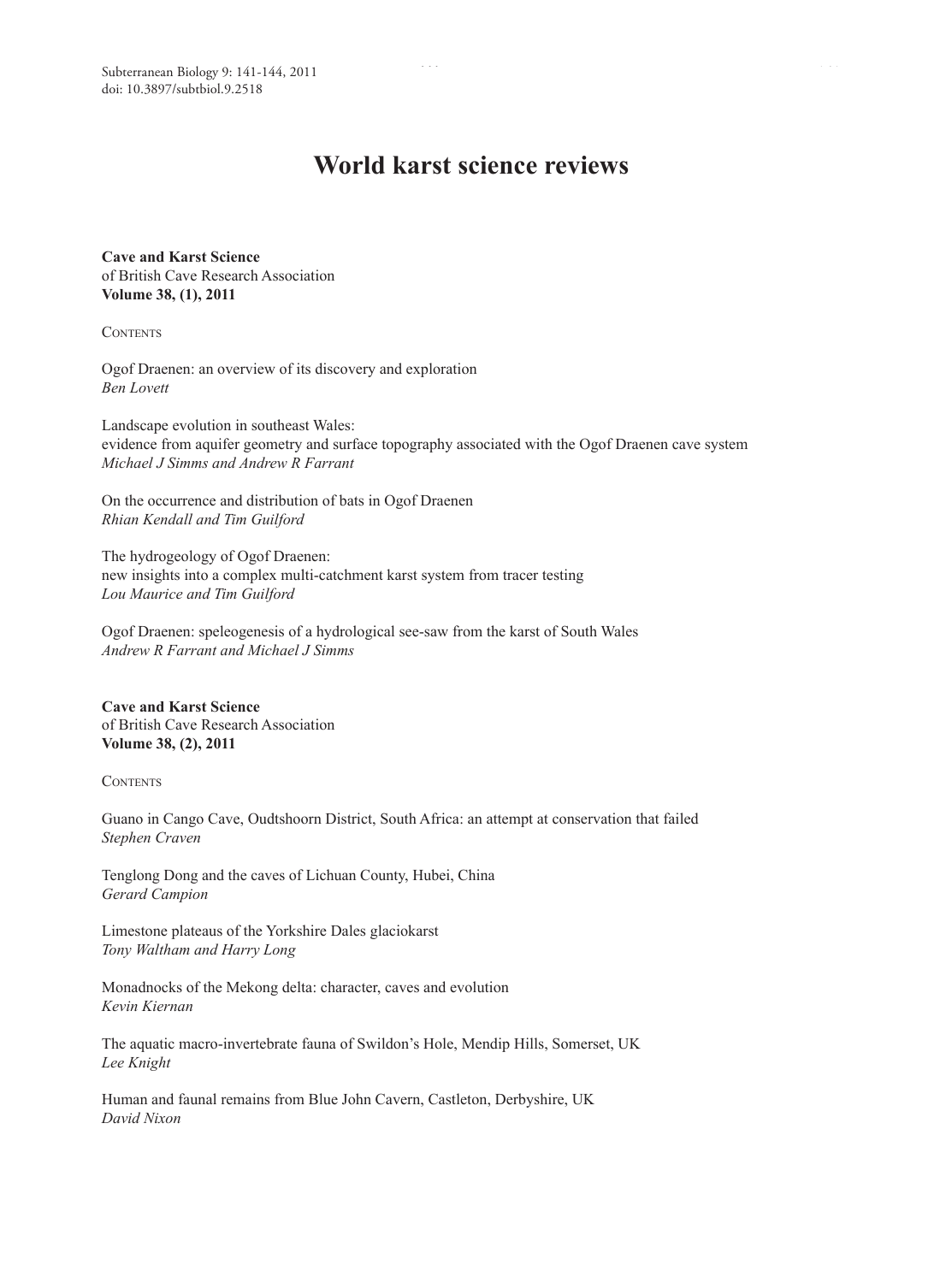# World karst science reviews

**Cave and Karst Science**
of British Cave Research Association
**Volume 38, (1), 2011**

CONTENTS

Ogof Draenen: an overview of its discovery and exploration
*Ben Lovett*

Landscape evolution in southeast Wales:
evidence from aquifer geometry and surface topography associated with the Ogof Draenen cave system
*Michael J Simms and Andrew R Farrant*

On the occurrence and distribution of bats in Ogof Draenen
*Rhian Kendall and Tim Guilford*

The hydrogeology of Ogof Draenen:
new insights into a complex multi-catchment karst system from tracer testing
*Lou Maurice and Tim Guilford*

Ogof Draenen: speleogenesis of a hydrological see-saw from the karst of South Wales
*Andrew R Farrant and Michael J Simms*

**Cave and Karst Science**
of British Cave Research Association
**Volume 38, (2), 2011**

CONTENTS

Guano in Cango Cave, Oudtshoorn District, South Africa: an attempt at conservation that failed
*Stephen Craven*

Tenglong Dong and the caves of Lichuan County, Hubei, China
*Gerard Campion*

Limestone plateaus of the Yorkshire Dales glaciokarst
*Tony Waltham and Harry Long*

Monadnocks of the Mekong delta: character, caves and evolution
*Kevin Kiernan*

The aquatic macro-invertebrate fauna of Swildon's Hole, Mendip Hills, Somerset, UK
*Lee Knight*

Human and faunal remains from Blue John Cavern, Castleton, Derbyshire, UK
*David Nixon*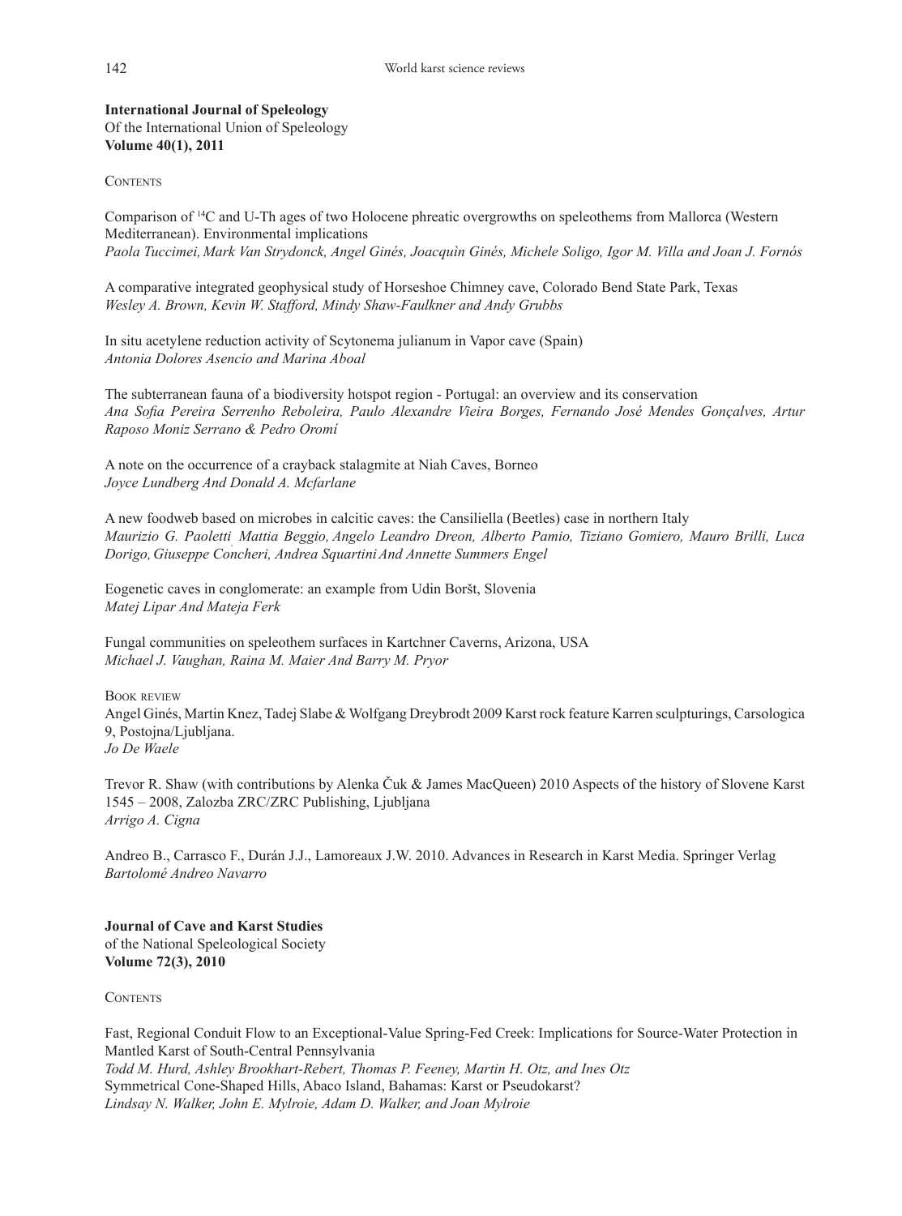**International Journal of Speleology**
Of the International Union of Speleology
**Volume 40(1), 2011**

CONTENTS

Comparison of $^{14}C$ and U-Th ages of two Holocene phreatic overgrowths on speleothems from Mallorca (Western Mediterranean). Environmental implications
*Paola Tuccimei, Mark Van Strydonck, Angel Ginés, Joacquìn Ginés, Michele Soligo, Igor M. Villa and Joan J. Fornós*

A comparative integrated geophysical study of Horseshoe Chimney cave, Colorado Bend State Park, Texas
*Wesley A. Brown, Kevin W. Stafford, Mindy Shaw-Faulkner and Andy Grubbs*

In situ acetylene reduction activity of Scytonema julianum in Vapor cave (Spain)
*Antonia Dolores Asencio and Marina Aboal*

The subterranean fauna of a biodiversity hotspot region - Portugal: an overview and its conservation
*Ana Sofia Pereira Serrenho Reboleira, Paulo Alexandre Vieira Borges, Fernando José Mendes Gonçalves, Artur Raposo Moniz Serrano & Pedro Oromí*

A note on the occurrence of a crayback stalagmite at Niah Caves, Borneo
*Joyce Lundberg And Donald A. Mcfarlane*

A new foodweb based on microbes in calcitic caves: the Cansiliella (Beetles) case in northern Italy
*Maurizio G. Paoletti, Mattia Beggio, Angelo Leandro Dreon, Alberto Pamio, Tiziano Gomiero, Mauro Brilli, Luca Dorigo, Giuseppe Concheri, Andrea Squartini And Annette Summers Engel*

Eogenetic caves in conglomerate: an example from Udin Boršt, Slovenia
*Matej Lipar And Mateja Ferk*

Fungal communities on speleothem surfaces in Kartchner Caverns, Arizona, USA
*Michael J. Vaughan, Raina M. Maier And Barry M. Pryor*

BOOK REVIEW

Angel Ginés, Martin Knez, Tadej Slabe & Wolfgang Dreybrodt 2009 Karst rock feature Karren sculpturings, Carsologica 9, Postojna/Ljubljana.
*Jo De Waele*

Trevor R. Shaw (with contributions by Alenka Čuk & James MacQueen) 2010 Aspects of the history of Slovene Karst 1545 – 2008, Zalozba ZRC/ZRC Publishing, Ljubljana
*Arrigo A. Cigna*

Andreo B., Carrasco F., Durán J.J., Lamoreaux J.W. 2010. Advances in Research in Karst Media. Springer Verlag
*Bartolomé Andreo Navarro*

**Journal of Cave and Karst Studies**
of the National Speleological Society
**Volume 72(3), 2010**

CONTENTS

Fast, Regional Conduit Flow to an Exceptional-Value Spring-Fed Creek: Implications for Source-Water Protection in Mantled Karst of South-Central Pennsylvania
*Todd M. Hurd, Ashley Brookhart-Rebert, Thomas P. Feeney, Martin H. Otz, and Ines Otz*

Symmetrical Cone-Shaped Hills, Abaco Island, Bahamas: Karst or Pseudokarst?
*Lindsay N. Walker, John E. Mylroie, Adam D. Walker, and Joan Mylroie*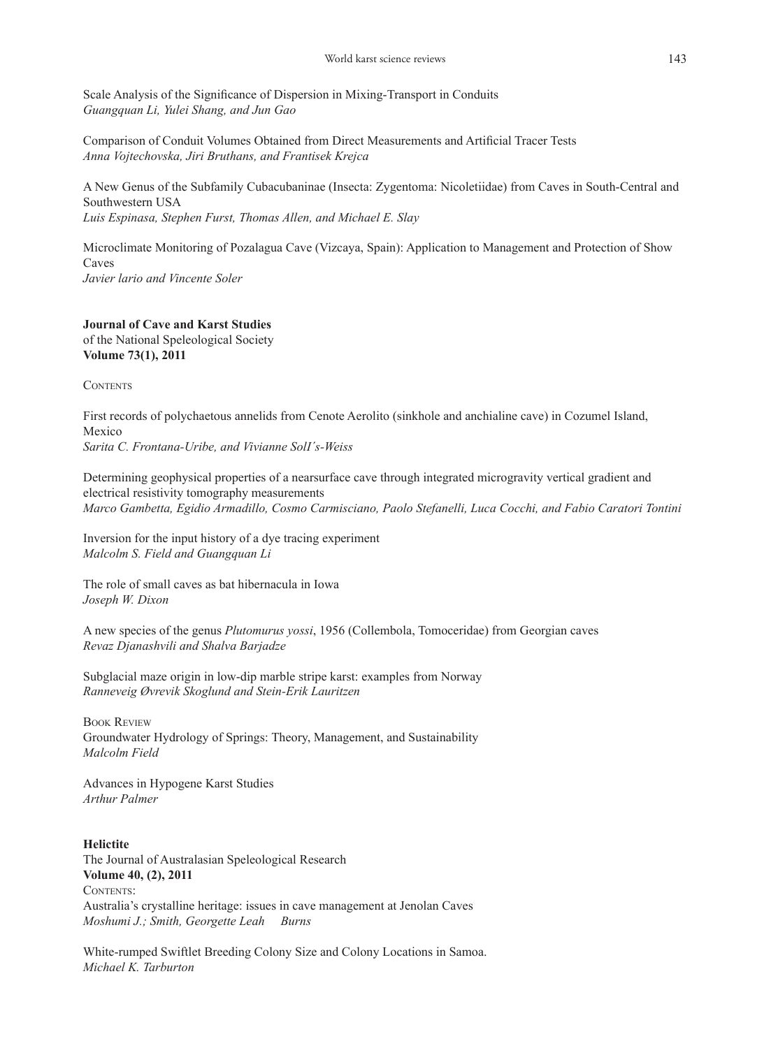Scale Analysis of the Significance of Dispersion in Mixing-Transport in Conduits
*Guangquan Li, Yulei Shang, and Jun Gao*

Comparison of Conduit Volumes Obtained from Direct Measurements and Artificial Tracer Tests
*Anna Vojtechovska, Jiri Bruthans, and Frantisek Krejca*

A New Genus of the Subfamily Cubacubaninae (Insecta: Zygentoma: Nicoletiidae) from Caves in South-Central and Southwestern USA
*Luis Espinasa, Stephen Furst, Thomas Allen, and Michael E. Slay*

Microclimate Monitoring of Pozalagua Cave (Vizcaya, Spain): Application to Management and Protection of Show Caves
*Javier lario and Vincente Soler*

**Journal of Cave and Karst Studies**
of the National Speleological Society
**Volume 73(1), 2011**

Contents

First records of polychaetous annelids from Cenote Aerolito (sinkhole and anchialine cave) in Cozumel Island, Mexico
*Sarita C. Frontana-Uribe, and Vivianne SolI´s-Weiss*

Determining geophysical properties of a nearsurface cave through integrated microgravity vertical gradient and electrical resistivity tomography measurements
*Marco Gambetta, Egidio Armadillo, Cosmo Carmisciano, Paolo Stefanelli, Luca Cocchi, and Fabio Caratori Tontini*

Inversion for the input history of a dye tracing experiment
*Malcolm S. Field and Guangquan Li*

The role of small caves as bat hibernacula in Iowa
*Joseph W. Dixon*

A new species of the genus *Plutomurus yossi*, 1956 (Collembola, Tomoceridae) from Georgian caves
*Revaz Djanashvili and Shalva Barjadze*

Subglacial maze origin in low-dip marble stripe karst: examples from Norway
*Ranneveig Øvrevik Skoglund and Stein-Erik Lauritzen*

Book Review
Groundwater Hydrology of Springs: Theory, Management, and Sustainability
*Malcolm Field*

Advances in Hypogene Karst Studies
*Arthur Palmer*

**Helictite**
The Journal of Australasian Speleological Research
**Volume 40, (2), 2011**
Contents:
Australia's crystalline heritage: issues in cave management at Jenolan Caves
*Moshumi J.; Smith, Georgette Leah Burns*

White-rumped Swiftlet Breeding Colony Size and Colony Locations in Samoa.
*Michael K. Tarburton*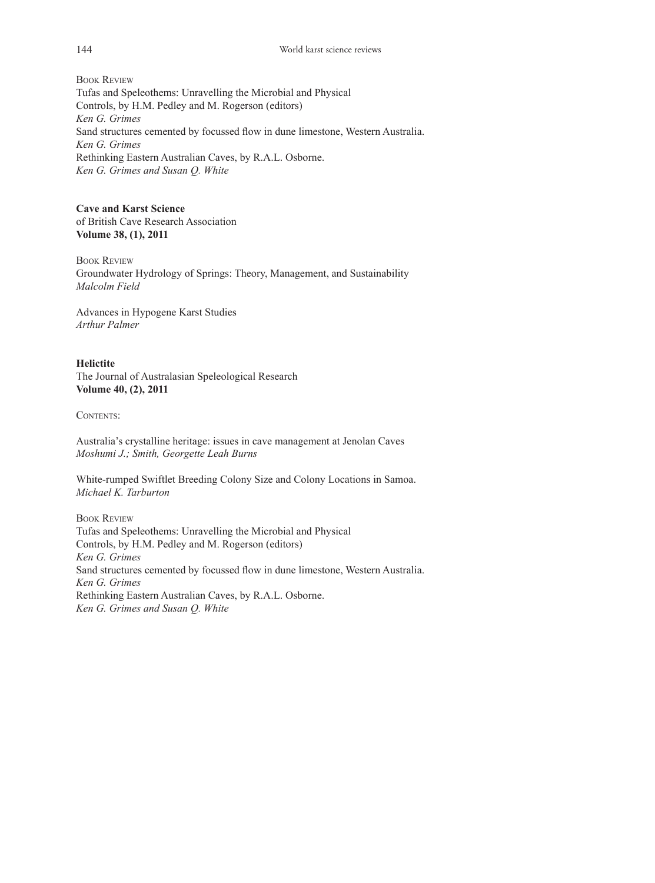Book Review

Tufas and Speleothems: Unravelling the Microbial and Physical Controls, by H.M. Pedley and M. Rogerson (editors)
*Ken G. Grimes*

Sand structures cemented by focussed flow in dune limestone, Western Australia.
*Ken G. Grimes*

Rethinking Eastern Australian Caves, by R.A.L. Osborne.
*Ken G. Grimes and Susan Q. White*

**Cave and Karst Science**
of British Cave Research Association
**Volume 38, (1), 2011**

Book Review

Groundwater Hydrology of Springs: Theory, Management, and Sustainability
*Malcolm Field*

Advances in Hypogene Karst Studies
*Arthur Palmer*

**Helictite**
The Journal of Australasian Speleological Research
**Volume 40, (2), 2011**

Contents:

Australia's crystalline heritage: issues in cave management at Jenolan Caves
*Moshumi J.; Smith, Georgette Leah Burns*

White-rumped Swiftlet Breeding Colony Size and Colony Locations in Samoa.
*Michael K. Tarburton*

Book Review

Tufas and Speleothems: Unravelling the Microbial and Physical Controls, by H.M. Pedley and M. Rogerson (editors)
*Ken G. Grimes*

Sand structures cemented by focussed flow in dune limestone, Western Australia.
*Ken G. Grimes*

Rethinking Eastern Australian Caves, by R.A.L. Osborne.
*Ken G. Grimes and Susan Q. White*